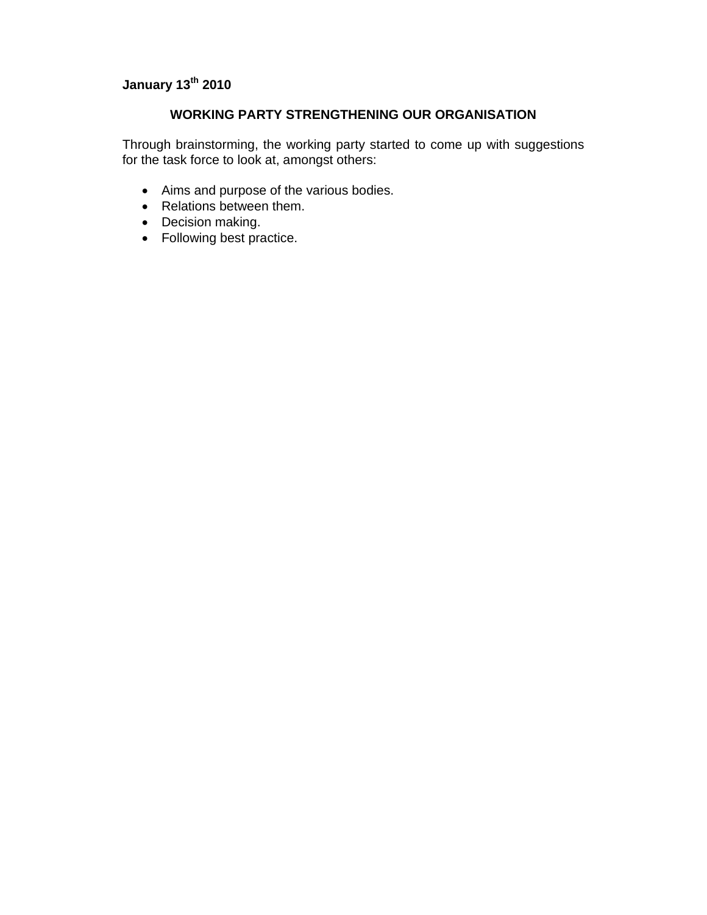**January 13th 2010**

## WORKING PARTY STRENGTHENING OUR ORGANISATION

Through brainstorming, the working party started to come up with suggestions for the task force to look at, amongst others:

- Aims and purpose of the various bodies.
- Relations between them.
- Decision making.
- Following best practice.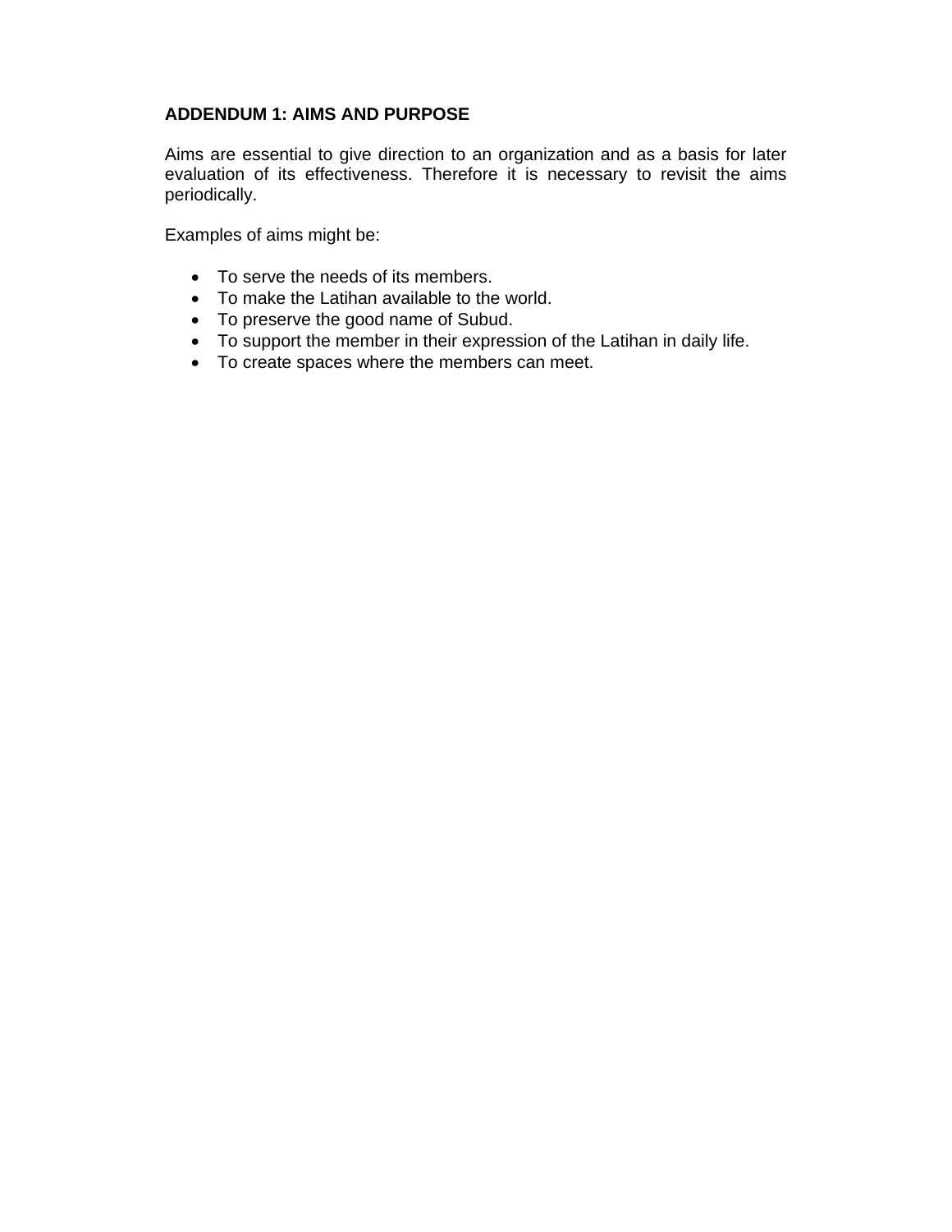## ADDENDUM 1: AIMS AND PURPOSE

Aims are essential to give direction to an organization and as a basis for later evaluation of its effectiveness. Therefore it is necessary to revisit the aims periodically.

Examples of aims might be:

- To serve the needs of its members.
- To make the Latihan available to the world.
- To preserve the good name of Subud.
- To support the member in their expression of the Latihan in daily life.
- To create spaces where the members can meet.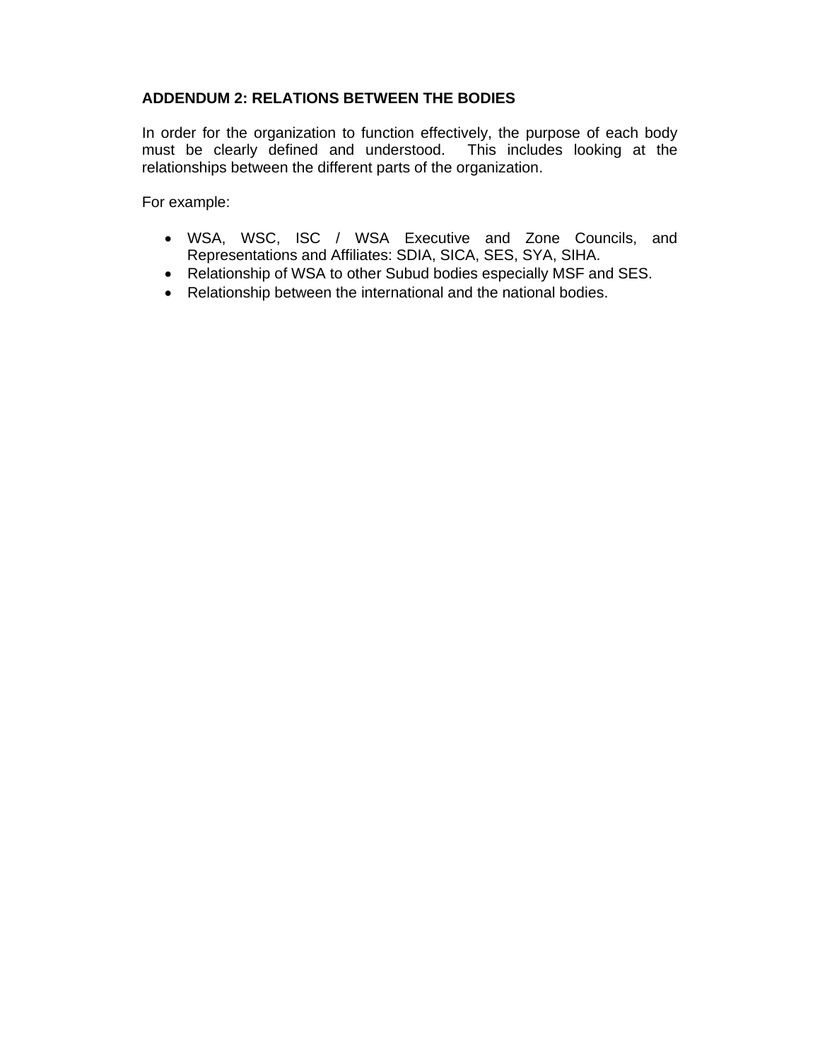## ADDENDUM 2: RELATIONS BETWEEN THE BODIES

In order for the organization to function effectively, the purpose of each body must be clearly defined and understood. This includes looking at the relationships between the different parts of the organization.

For example:

- WSA, WSC, ISC / WSA Executive and Zone Councils, and Representations and Affiliates: SDIA, SICA, SES, SYA, SIHA.
- Relationship of WSA to other Subud bodies especially MSF and SES.
- Relationship between the international and the national bodies.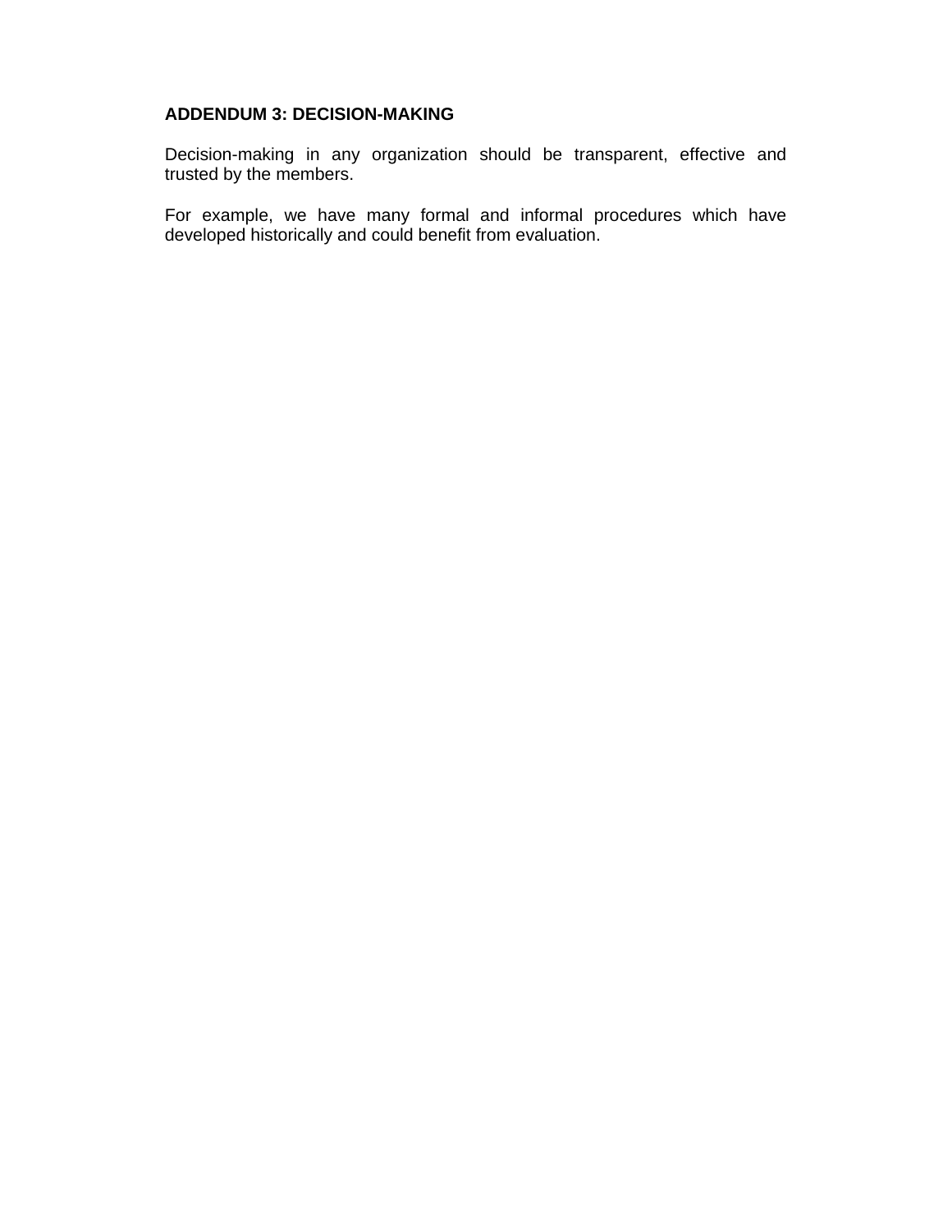**ADDENDUM 3: DECISION-MAKING**

Decision-making in any organization should be transparent, effective and trusted by the members.

For example, we have many formal and informal procedures which have developed historically and could benefit from evaluation.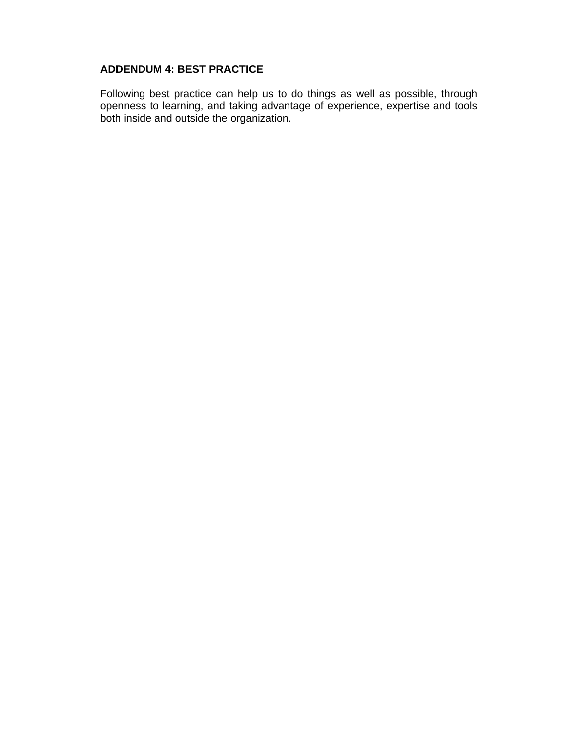## ADDENDUM 4: BEST PRACTICE

Following best practice can help us to do things as well as possible, through openness to learning, and taking advantage of experience, expertise and tools both inside and outside the organization.